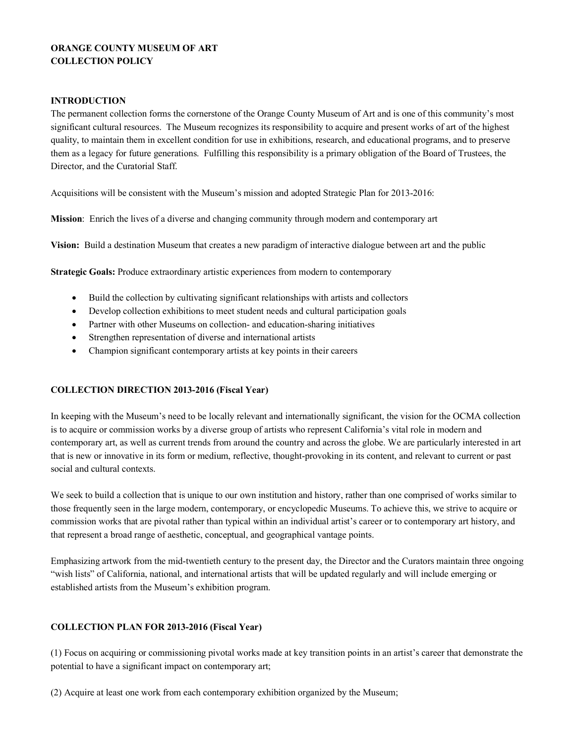# ORANGE COUNTY MUSEUM OF ART
# COLLECTION POLICY

## INTRODUCTION

The permanent collection forms the cornerstone of the Orange County Museum of Art and is one of this community's most significant cultural resources. The Museum recognizes its responsibility to acquire and present works of art of the highest quality, to maintain them in excellent condition for use in exhibitions, research, and educational programs, and to preserve them as a legacy for future generations. Fulfilling this responsibility is a primary obligation of the Board of Trustees, the Director, and the Curatorial Staff.

Acquisitions will be consistent with the Museum's mission and adopted Strategic Plan for 2013-2016:

**Mission**: Enrich the lives of a diverse and changing community through modern and contemporary art

**Vision:** Build a destination Museum that creates a new paradigm of interactive dialogue between art and the public

**Strategic Goals:** Produce extraordinary artistic experiences from modern to contemporary

- Build the collection by cultivating significant relationships with artists and collectors
- Develop collection exhibitions to meet student needs and cultural participation goals
- Partner with other Museums on collection- and education-sharing initiatives
- Strengthen representation of diverse and international artists
- Champion significant contemporary artists at key points in their careers

## COLLECTION DIRECTION 2013-2016 (Fiscal Year)

In keeping with the Museum's need to be locally relevant and internationally significant, the vision for the OCMA collection is to acquire or commission works by a diverse group of artists who represent California's vital role in modern and contemporary art, as well as current trends from around the country and across the globe. We are particularly interested in art that is new or innovative in its form or medium, reflective, thought-provoking in its content, and relevant to current or past social and cultural contexts.

We seek to build a collection that is unique to our own institution and history, rather than one comprised of works similar to those frequently seen in the large modern, contemporary, or encyclopedic Museums. To achieve this, we strive to acquire or commission works that are pivotal rather than typical within an individual artist's career or to contemporary art history, and that represent a broad range of aesthetic, conceptual, and geographical vantage points.

Emphasizing artwork from the mid-twentieth century to the present day, the Director and the Curators maintain three ongoing "wish lists" of California, national, and international artists that will be updated regularly and will include emerging or established artists from the Museum's exhibition program.

## COLLECTION PLAN FOR 2013-2016 (Fiscal Year)

(1) Focus on acquiring or commissioning pivotal works made at key transition points in an artist's career that demonstrate the potential to have a significant impact on contemporary art;

(2) Acquire at least one work from each contemporary exhibition organized by the Museum;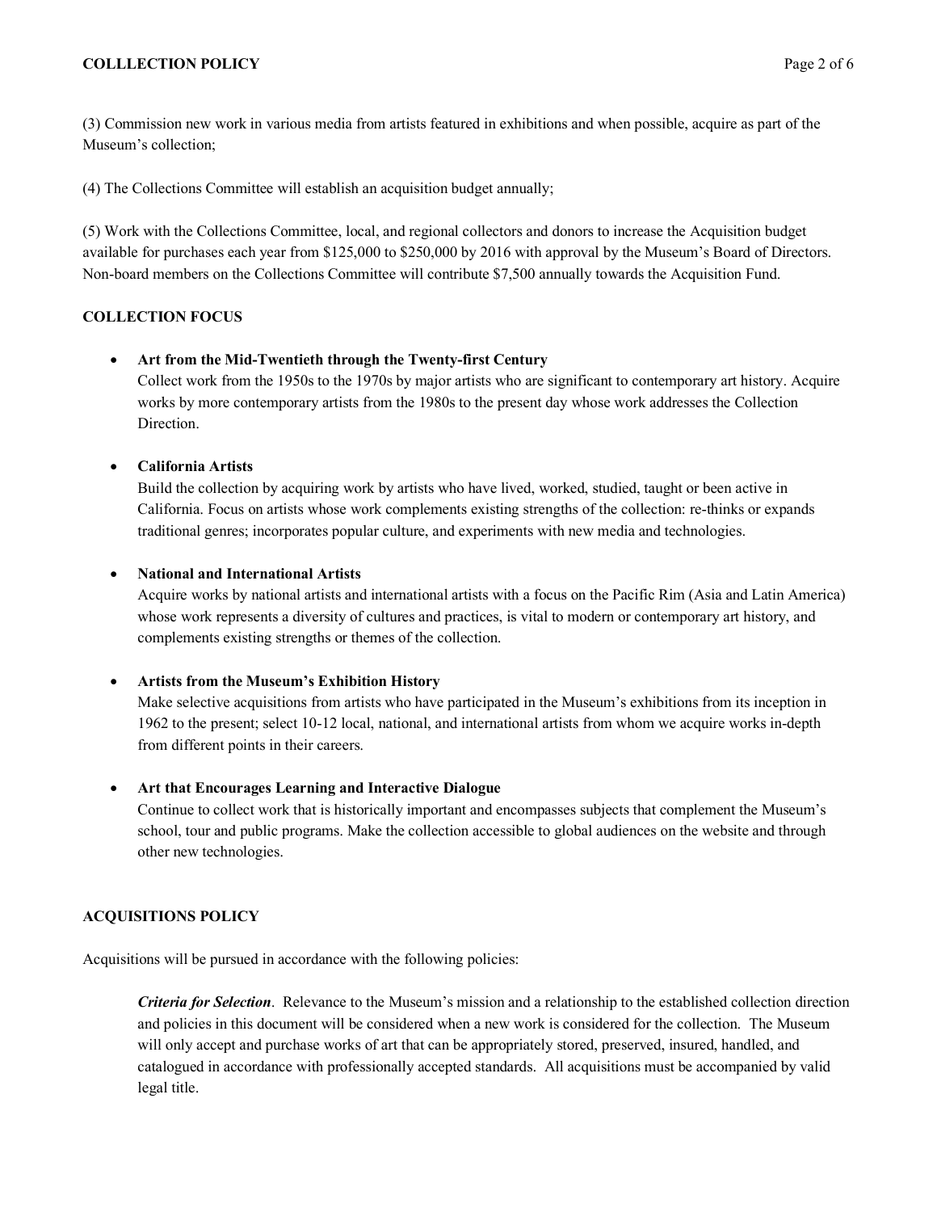(3) Commission new work in various media from artists featured in exhibitions and when possible, acquire as part of the Museum's collection;

(4) The Collections Committee will establish an acquisition budget annually;

(5) Work with the Collections Committee, local, and regional collectors and donors to increase the Acquisition budget available for purchases each year from $125,000 to $250,000 by 2016 with approval by the Museum's Board of Directors. Non-board members on the Collections Committee will contribute $7,500 annually towards the Acquisition Fund.

## COLLECTION FOCUS

- **Art from the Mid-Twentieth through the Twenty-first Century**
  Collect work from the 1950s to the 1970s by major artists who are significant to contemporary art history. Acquire works by more contemporary artists from the 1980s to the present day whose work addresses the Collection Direction.

- **California Artists**
  Build the collection by acquiring work by artists who have lived, worked, studied, taught or been active in California. Focus on artists whose work complements existing strengths of the collection: re-thinks or expands traditional genres; incorporates popular culture, and experiments with new media and technologies.

- **National and International Artists**
  Acquire works by national artists and international artists with a focus on the Pacific Rim (Asia and Latin America) whose work represents a diversity of cultures and practices, is vital to modern or contemporary art history, and complements existing strengths or themes of the collection.

- **Artists from the Museum's Exhibition History**
  Make selective acquisitions from artists who have participated in the Museum's exhibitions from its inception in 1962 to the present; select 10-12 local, national, and international artists from whom we acquire works in-depth from different points in their careers.

- **Art that Encourages Learning and Interactive Dialogue**
  Continue to collect work that is historically important and encompasses subjects that complement the Museum's school, tour and public programs. Make the collection accessible to global audiences on the website and through other new technologies.

## ACQUISITIONS POLICY

Acquisitions will be pursued in accordance with the following policies:

***Criteria for Selection***. Relevance to the Museum's mission and a relationship to the established collection direction and policies in this document will be considered when a new work is considered for the collection. The Museum will only accept and purchase works of art that can be appropriately stored, preserved, insured, handled, and catalogued in accordance with professionally accepted standards. All acquisitions must be accompanied by valid legal title.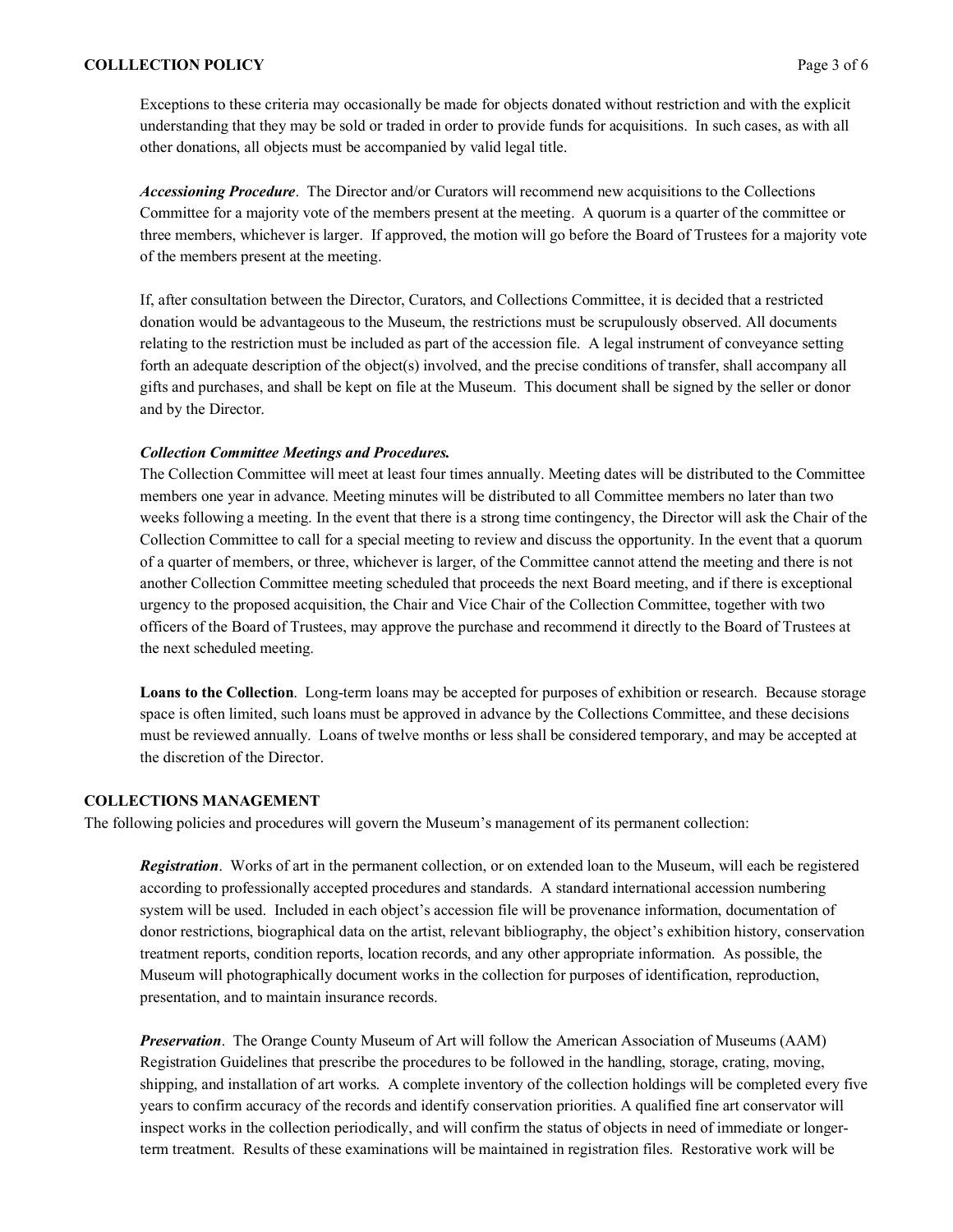Exceptions to these criteria may occasionally be made for objects donated without restriction and with the explicit understanding that they may be sold or traded in order to provide funds for acquisitions. In such cases, as with all other donations, all objects must be accompanied by valid legal title.

***Accessioning Procedure***. The Director and/or Curators will recommend new acquisitions to the Collections Committee for a majority vote of the members present at the meeting. A quorum is a quarter of the committee or three members, whichever is larger. If approved, the motion will go before the Board of Trustees for a majority vote of the members present at the meeting.

If, after consultation between the Director, Curators, and Collections Committee, it is decided that a restricted donation would be advantageous to the Museum, the restrictions must be scrupulously observed. All documents relating to the restriction must be included as part of the accession file. A legal instrument of conveyance setting forth an adequate description of the object(s) involved, and the precise conditions of transfer, shall accompany all gifts and purchases, and shall be kept on file at the Museum. This document shall be signed by the seller or donor and by the Director.

***Collection Committee Meetings and Procedures.***
The Collection Committee will meet at least four times annually. Meeting dates will be distributed to the Committee members one year in advance. Meeting minutes will be distributed to all Committee members no later than two weeks following a meeting. In the event that there is a strong time contingency, the Director will ask the Chair of the Collection Committee to call for a special meeting to review and discuss the opportunity. In the event that a quorum of a quarter of members, or three, whichever is larger, of the Committee cannot attend the meeting and there is not another Collection Committee meeting scheduled that proceeds the next Board meeting, and if there is exceptional urgency to the proposed acquisition, the Chair and Vice Chair of the Collection Committee, together with two officers of the Board of Trustees, may approve the purchase and recommend it directly to the Board of Trustees at the next scheduled meeting.

**Loans to the Collection**. Long-term loans may be accepted for purposes of exhibition or research. Because storage space is often limited, such loans must be approved in advance by the Collections Committee, and these decisions must be reviewed annually. Loans of twelve months or less shall be considered temporary, and may be accepted at the discretion of the Director.

## COLLECTIONS MANAGEMENT

The following policies and procedures will govern the Museum's management of its permanent collection:

***Registration***. Works of art in the permanent collection, or on extended loan to the Museum, will each be registered according to professionally accepted procedures and standards. A standard international accession numbering system will be used. Included in each object's accession file will be provenance information, documentation of donor restrictions, biographical data on the artist, relevant bibliography, the object's exhibition history, conservation treatment reports, condition reports, location records, and any other appropriate information. As possible, the Museum will photographically document works in the collection for purposes of identification, reproduction, presentation, and to maintain insurance records.

***Preservation***. The Orange County Museum of Art will follow the American Association of Museums (AAM) Registration Guidelines that prescribe the procedures to be followed in the handling, storage, crating, moving, shipping, and installation of art works. A complete inventory of the collection holdings will be completed every five years to confirm accuracy of the records and identify conservation priorities. A qualified fine art conservator will inspect works in the collection periodically, and will confirm the status of objects in need of immediate or longer-term treatment. Results of these examinations will be maintained in registration files. Restorative work will be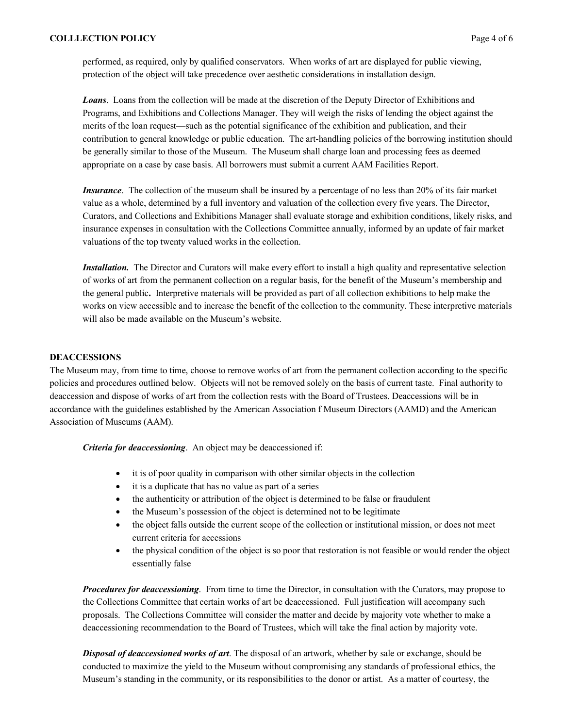performed, as required, only by qualified conservators. When works of art are displayed for public viewing, protection of the object will take precedence over aesthetic considerations in installation design.

***Loans***. Loans from the collection will be made at the discretion of the Deputy Director of Exhibitions and Programs, and Exhibitions and Collections Manager. They will weigh the risks of lending the object against the merits of the loan request—such as the potential significance of the exhibition and publication, and their contribution to general knowledge or public education. The art-handling policies of the borrowing institution should be generally similar to those of the Museum. The Museum shall charge loan and processing fees as deemed appropriate on a case by case basis. All borrowers must submit a current AAM Facilities Report.

***Insurance***. The collection of the museum shall be insured by a percentage of no less than 20% of its fair market value as a whole, determined by a full inventory and valuation of the collection every five years. The Director, Curators, and Collections and Exhibitions Manager shall evaluate storage and exhibition conditions, likely risks, and insurance expenses in consultation with the Collections Committee annually, informed by an update of fair market valuations of the top twenty valued works in the collection.

***Installation.*** The Director and Curators will make every effort to install a high quality and representative selection of works of art from the permanent collection on a regular basis, for the benefit of the Museum's membership and the general public**.** Interpretive materials will be provided as part of all collection exhibitions to help make the works on view accessible and to increase the benefit of the collection to the community. These interpretive materials will also be made available on the Museum's website.

## DEACCESSIONS

The Museum may, from time to time, choose to remove works of art from the permanent collection according to the specific policies and procedures outlined below. Objects will not be removed solely on the basis of current taste. Final authority to deaccession and dispose of works of art from the collection rests with the Board of Trustees. Deaccessions will be in accordance with the guidelines established by the American Association f Museum Directors (AAMD) and the American Association of Museums (AAM).

***Criteria for deaccessioning***. An object may be deaccessioned if:

- it is of poor quality in comparison with other similar objects in the collection
- it is a duplicate that has no value as part of a series
- the authenticity or attribution of the object is determined to be false or fraudulent
- the Museum's possession of the object is determined not to be legitimate
- the object falls outside the current scope of the collection or institutional mission, or does not meet current criteria for accessions
- the physical condition of the object is so poor that restoration is not feasible or would render the object essentially false

***Procedures for deaccessioning***. From time to time the Director, in consultation with the Curators, may propose to the Collections Committee that certain works of art be deaccessioned. Full justification will accompany such proposals. The Collections Committee will consider the matter and decide by majority vote whether to make a deaccessioning recommendation to the Board of Trustees, which will take the final action by majority vote.

***Disposal of deaccessioned works of art***. The disposal of an artwork, whether by sale or exchange, should be conducted to maximize the yield to the Museum without compromising any standards of professional ethics, the Museum's standing in the community, or its responsibilities to the donor or artist. As a matter of courtesy, the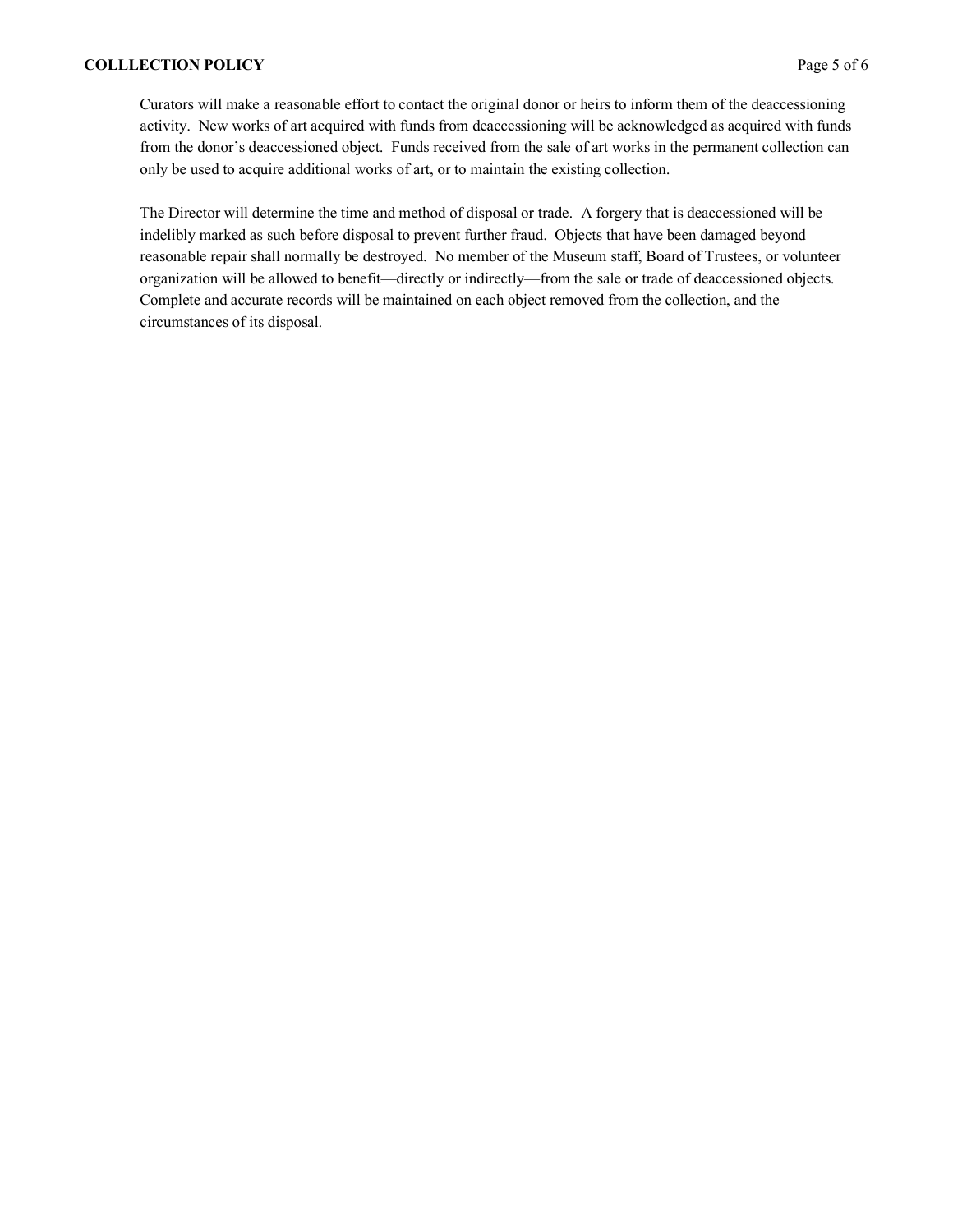Curators will make a reasonable effort to contact the original donor or heirs to inform them of the deaccessioning activity. New works of art acquired with funds from deaccessioning will be acknowledged as acquired with funds from the donor's deaccessioned object. Funds received from the sale of art works in the permanent collection can only be used to acquire additional works of art, or to maintain the existing collection.

The Director will determine the time and method of disposal or trade. A forgery that is deaccessioned will be indelibly marked as such before disposal to prevent further fraud. Objects that have been damaged beyond reasonable repair shall normally be destroyed. No member of the Museum staff, Board of Trustees, or volunteer organization will be allowed to benefit—directly or indirectly—from the sale or trade of deaccessioned objects. Complete and accurate records will be maintained on each object removed from the collection, and the circumstances of its disposal.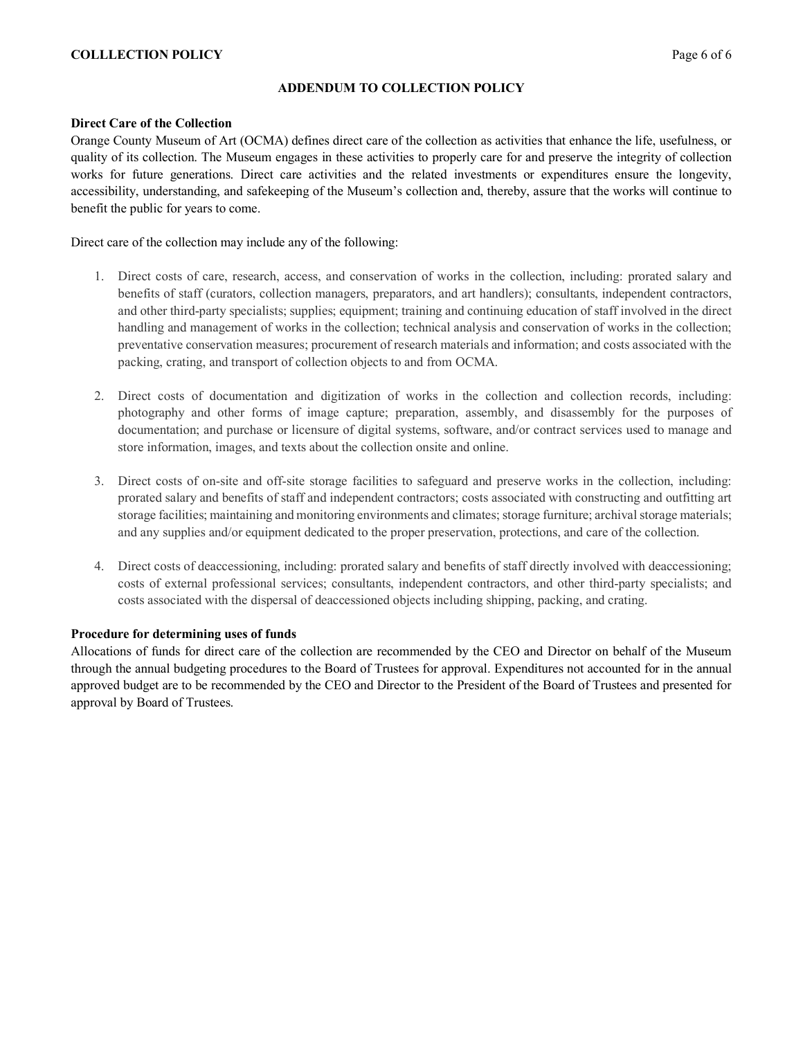## ADDENDUM TO COLLECTION POLICY

**Direct Care of the Collection**

Orange County Museum of Art (OCMA) defines direct care of the collection as activities that enhance the life, usefulness, or quality of its collection. The Museum engages in these activities to properly care for and preserve the integrity of collection works for future generations. Direct care activities and the related investments or expenditures ensure the longevity, accessibility, understanding, and safekeeping of the Museum's collection and, thereby, assure that the works will continue to benefit the public for years to come.

Direct care of the collection may include any of the following:

1. Direct costs of care, research, access, and conservation of works in the collection, including: prorated salary and benefits of staff (curators, collection managers, preparators, and art handlers); consultants, independent contractors, and other third-party specialists; supplies; equipment; training and continuing education of staff involved in the direct handling and management of works in the collection; technical analysis and conservation of works in the collection; preventative conservation measures; procurement of research materials and information; and costs associated with the packing, crating, and transport of collection objects to and from OCMA.

2. Direct costs of documentation and digitization of works in the collection and collection records, including: photography and other forms of image capture; preparation, assembly, and disassembly for the purposes of documentation; and purchase or licensure of digital systems, software, and/or contract services used to manage and store information, images, and texts about the collection onsite and online.

3. Direct costs of on-site and off-site storage facilities to safeguard and preserve works in the collection, including: prorated salary and benefits of staff and independent contractors; costs associated with constructing and outfitting art storage facilities; maintaining and monitoring environments and climates; storage furniture; archival storage materials; and any supplies and/or equipment dedicated to the proper preservation, protections, and care of the collection.

4. Direct costs of deaccessioning, including: prorated salary and benefits of staff directly involved with deaccessioning; costs of external professional services; consultants, independent contractors, and other third-party specialists; and costs associated with the dispersal of deaccessioned objects including shipping, packing, and crating.

**Procedure for determining uses of funds**

Allocations of funds for direct care of the collection are recommended by the CEO and Director on behalf of the Museum through the annual budgeting procedures to the Board of Trustees for approval. Expenditures not accounted for in the annual approved budget are to be recommended by the CEO and Director to the President of the Board of Trustees and presented for approval by Board of Trustees.